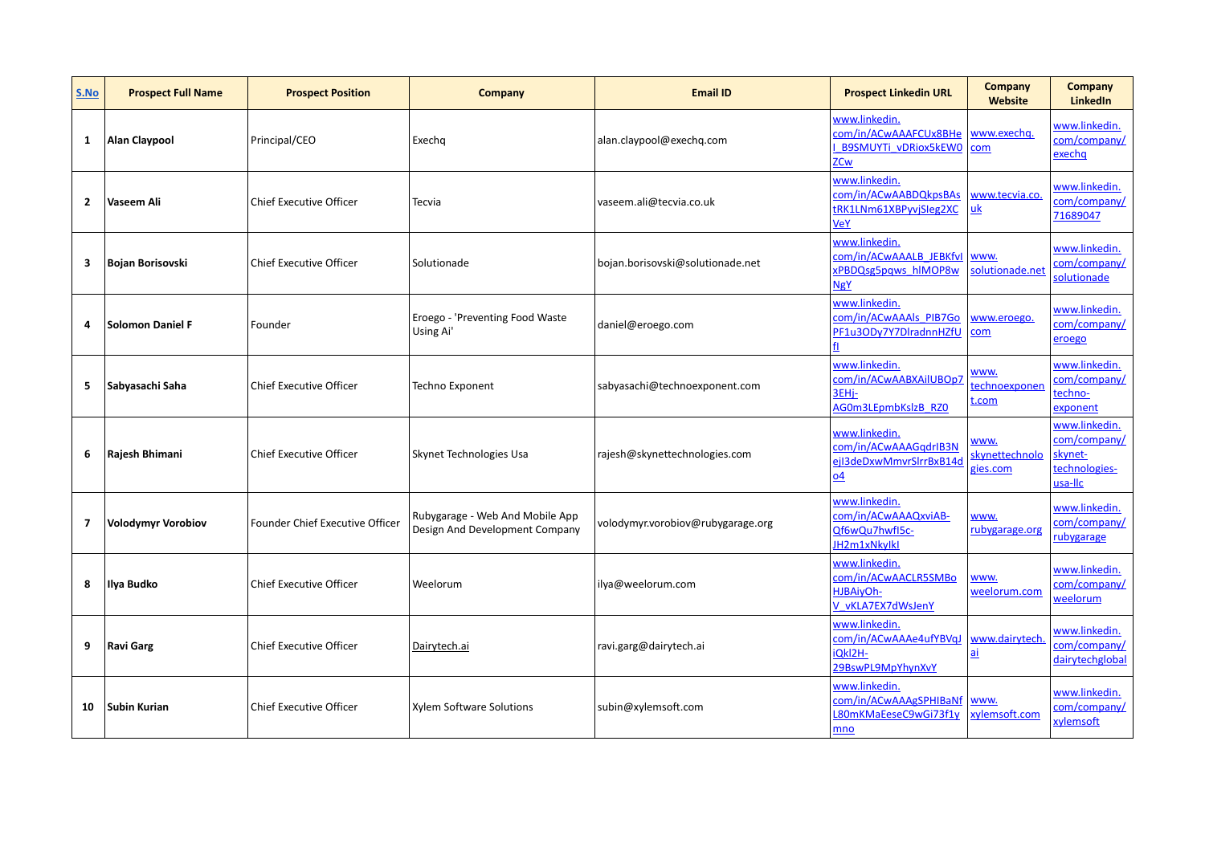| S.No | Prospect Full Name | Prospect Position | Company | Email ID | Prospect Linkedin URL | Company Website | Company LinkedIn |
|---|---|---|---|---|---|---|---|
| 1 | **Alan Claypool** | Principal/CEO | Exechq | alan.claypool@exechq.com | www.linkedin.com/in/ACwAAAFCUx8BHeI_B9SMUYTi_vDRiox5kEW0ZCw | www.exechq.com | www.linkedin.com/company/exechq |
| 2 | **Vaseem Ali** | Chief Executive Officer | Tecvia | vaseem.ali@tecvia.co.uk | www.linkedin.com/in/ACwAABDQkpsBAstRK1LNm61XBPyvjSleg2XCVeY | www.tecvia.co.uk | www.linkedin.com/company/71689047 |
| 3 | **Bojan Borisovski** | Chief Executive Officer | Solutionade | bojan.borisovski@solutionade.net | www.linkedin.com/in/ACwAAALB_JEBKfvIxPBDQsg5pqws_hlMOP8wNgY | www.solutionade.net | www.linkedin.com/company/solutionade |
| 4 | **Solomon Daniel F** | Founder | Eroego - 'Preventing Food Waste Using Ai' | daniel@eroego.com | www.linkedin.com/in/ACwAAAls_PIB7GoPF1u3ODy7Y7DlradnnHZfUfI | www.eroego.com | www.linkedin.com/company/eroego |
| 5 | **Sabyasachi Saha** | Chief Executive Officer | Techno Exponent | sabyasachi@technoexponent.com | www.linkedin.com/in/ACwAABXAilUBOp73EHj-AG0m3LEpmbKslzB_RZ0 | www.technoexponent.com | www.linkedin.com/company/techno-exponent |
| 6 | **Rajesh Bhimani** | Chief Executive Officer | Skynet Technologies Usa | rajesh@skynettechnologies.com | www.linkedin.com/in/ACwAAAGqdrIB3NejI3deDxwMmvrSlrrBxB14do4 | www.skynettechnologies.com | www.linkedin.com/company/skynet-technologies-usa-llc |
| 7 | **Volodymyr Vorobiov** | Founder Chief Executive Officer | Rubygarage - Web And Mobile App Design And Development Company | volodymyr.vorobiov@rubygarage.org | www.linkedin.com/in/ACwAAAQxviAB-Qf6wQu7hwfI5c-JH2m1xNkylkI | www.rubygarage.org | www.linkedin.com/company/rubygarage |
| 8 | **Ilya Budko** | Chief Executive Officer | Weelorum | ilya@weelorum.com | www.linkedin.com/in/ACwAACLR5SMBoHJBAiyOh-V_vKLA7EX7dWsJenY | www.weelorum.com | www.linkedin.com/company/weelorum |
| 9 | **Ravi Garg** | Chief Executive Officer | Dairytech.ai | ravi.garg@dairytech.ai | www.linkedin.com/in/ACwAAAe4ufYBVqJiQkl2H-29BswPL9MpYhynXvY | www.dairytech.ai | www.linkedin.com/company/dairytechglobal |
| 10 | **Subin Kurian** | Chief Executive Officer | Xylem Software Solutions | subin@xylemsoft.com | www.linkedin.com/in/ACwAAAgSPHIBaNfL80mKMaEeseC9wGi73f1ymno | www.xylemsoft.com | www.linkedin.com/company/xylemsoft |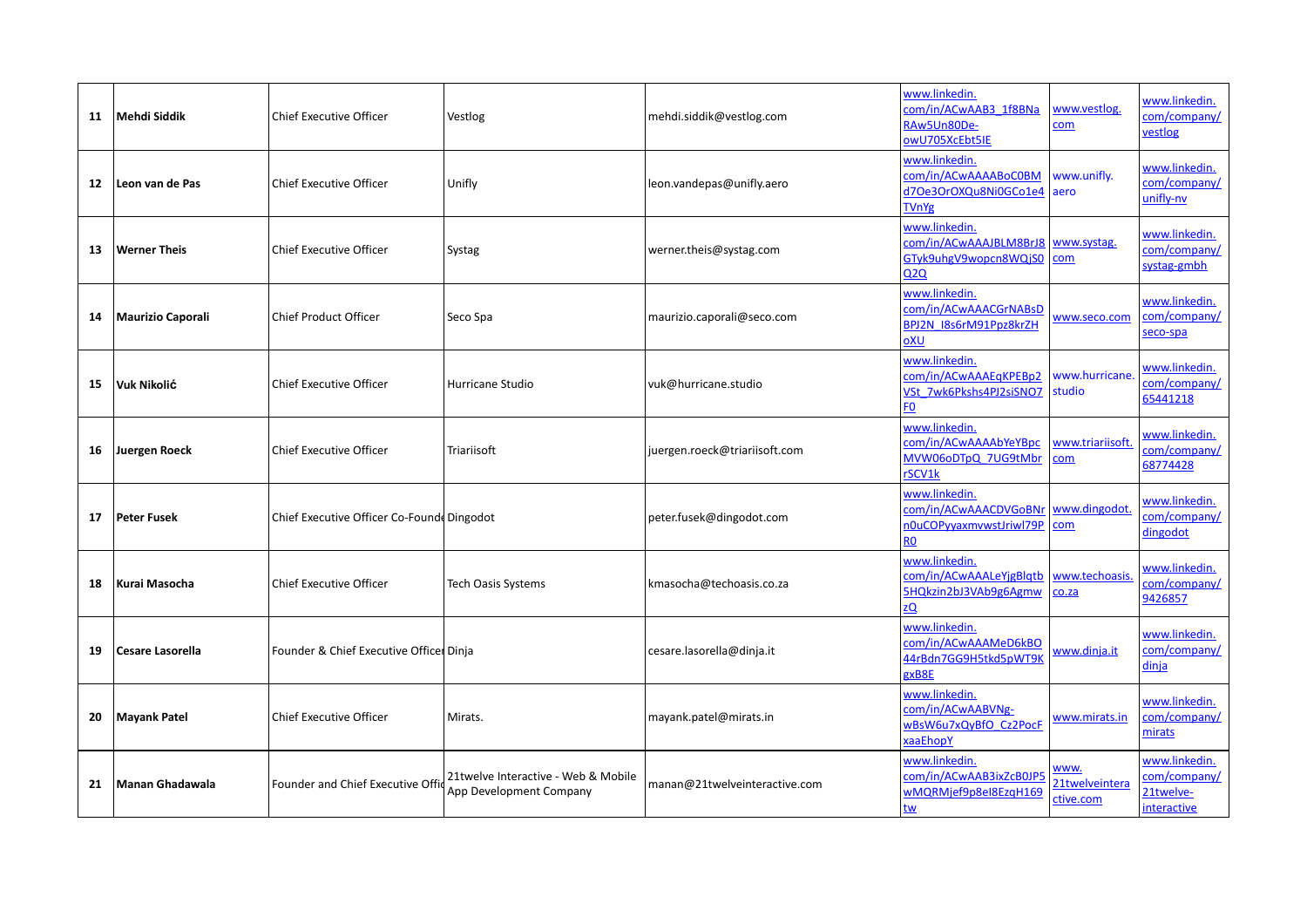| 11 | **Mehdi Siddik** | Chief Executive Officer | Vestlog | mehdi.siddik@vestlog.com | www.linkedin.com/in/ACwAAB3_1f8BNaRAw5Un80De-owU705XcEbt5IE | www.vestlog.com | www.linkedin.com/company/vestlog |
|---|---|---|---|---|---|---|---|
| 12 | **Leon van de Pas** | Chief Executive Officer | Unifly | leon.vandepas@unifly.aero | www.linkedin.com/in/ACwAAAABoC0BMd7Oe3OrOXQu8Ni0GCo1e4TVnYg | www.unifly.aero | www.linkedin.com/company/unifly-nv |
| 13 | **Werner Theis** | Chief Executive Officer | Systag | werner.theis@systag.com | www.linkedin.com/in/ACwAAAJBLM8BrJ8GTyk9uhgV9wopcn8WQjS0Q2Q | www.systag.com | www.linkedin.com/company/systag-gmbh |
| 14 | **Maurizio Caporali** | Chief Product Officer | Seco Spa | maurizio.caporali@seco.com | www.linkedin.com/in/ACwAAACGrNABsDBPJ2N_I8s6rM91Ppz8krZHoXU | www.seco.com | www.linkedin.com/company/seco-spa |
| 15 | **Vuk Nikolić** | Chief Executive Officer | Hurricane Studio | vuk@hurricane.studio | www.linkedin.com/in/ACwAAAEqKPEBp2VSt_7wk6Pkshs4PJ2siSNO7F0 | www.hurricane.studio | www.linkedin.com/company/65441218 |
| 16 | **Juergen Roeck** | Chief Executive Officer | Triariisoft | juergen.roeck@triariisoft.com | www.linkedin.com/in/ACwAAAAbYeYBpcMVW06oDTpQ_7UG9tMbrrSCV1k | www.triariisoft.com | www.linkedin.com/company/68774428 |
| 17 | **Peter Fusek** | Chief Executive Officer Co-Founde | Dingodot | peter.fusek@dingodot.com | www.linkedin.com/in/ACwAAACDVGoBNrn0uCOPyyaxmvwstJriwl79PR0 | www.dingodot.com | www.linkedin.com/company/dingodot |
| 18 | **Kurai Masocha** | Chief Executive Officer | Tech Oasis Systems | kmasocha@techoasis.co.za | www.linkedin.com/in/ACwAAALeYjgBlqtb5HQkzin2bJ3VAb9g6AgmwzQ | www.techoasis.co.za | www.linkedin.com/company/9426857 |
| 19 | **Cesare Lasorella** | Founder & Chief Executive Officer | Dinja | cesare.lasorella@dinja.it | www.linkedin.com/in/ACwAAAMeD6kBO44rBdn7GG9H5tkd5pWT9KgxB8E | www.dinja.it | www.linkedin.com/company/dinja |
| 20 | **Mayank Patel** | Chief Executive Officer | Mirats. | mayank.patel@mirats.in | www.linkedin.com/in/ACwAABVNg-wBsW6u7xQyBfO_Cz2PocFxaaEhopY | www.mirats.in | www.linkedin.com/company/mirats |
| 21 | **Manan Ghadawala** | Founder and Chief Executive Offic | 21twelve Interactive - Web & Mobile App Development Company | manan@21twelveinteractive.com | www.linkedin.com/in/ACwAAB3ixZcB0JP5wMQRMjef9p8eI8EzqH169tw | www.21twelveinteractive.com | www.linkedin.com/company/21twelve-interactive |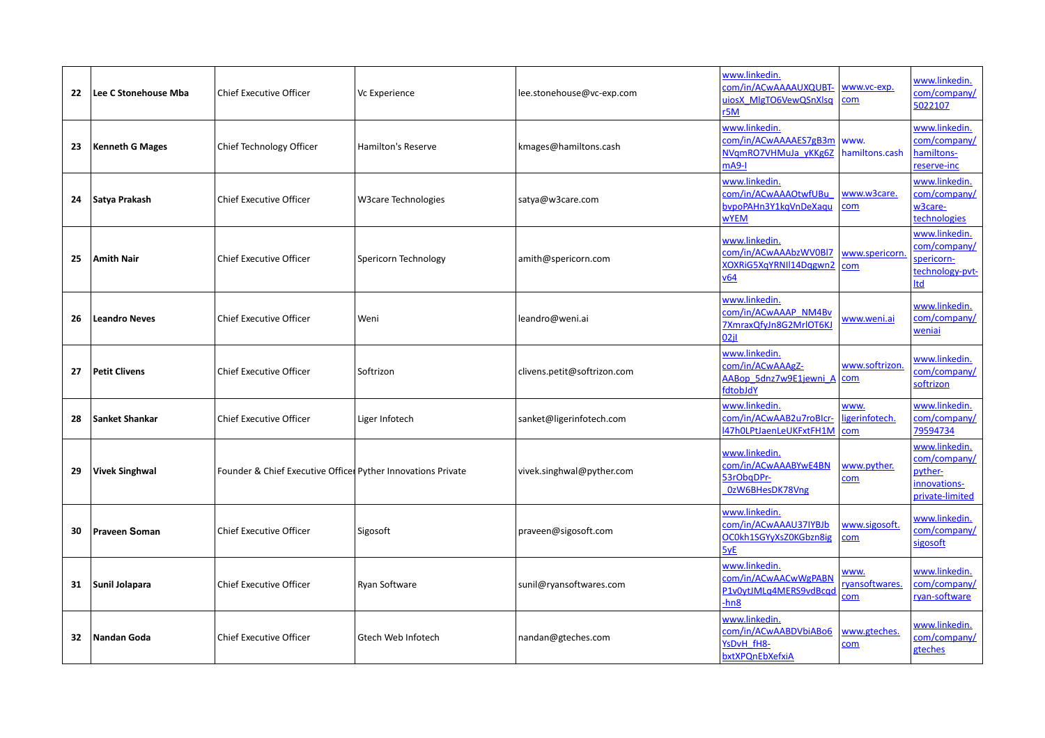| 22 | **Lee C Stonehouse Mba** | Chief Executive Officer | Vc Experience | lee.stonehouse@vc-exp.com | www.linkedin.com/in/ACwAAAAUXQUBT-uiosX_MlgTO6VewQSnXlsqr5M | www.vc-exp.com | www.linkedin.com/company/5022107 |
|---|---|---|---|---|---|---|---|
| 23 | **Kenneth G Mages** | Chief Technology Officer | Hamilton's Reserve | kmages@hamiltons.cash | www.linkedin.com/in/ACwAAAAES7gB3mNVqmRO7VHMuJa_yKKg6ZmA9-I | www.hamiltons.cash | www.linkedin.com/company/hamiltons-reserve-inc |
| 24 | **Satya Prakash** | Chief Executive Officer | W3care Technologies | satya@w3care.com | www.linkedin.com/in/ACwAAAOtwfUBu_bvpoPAHn3Y1kqVnDeXaquwYEM | www.w3care.com | www.linkedin.com/company/w3care-technologies |
| 25 | **Amith Nair** | Chief Executive Officer | Spericorn Technology | amith@spericorn.com | www.linkedin.com/in/ACwAAAbzWV0Bl7XOXRiG5XqYRNIl14Dqgwn2v64 | www.spericorn.com | www.linkedin.com/company/spericorn-technology-pvt-ltd |
| 26 | **Leandro Neves** | Chief Executive Officer | Weni | leandro@weni.ai | www.linkedin.com/in/ACwAAAP_NM4Bv7XmraxQfyJn8G2MrlOT6KJ02jI | www.weni.ai | www.linkedin.com/company/weniai |
| 27 | **Petit Clivens** | Chief Executive Officer | Softrizon | clivens.petit@softrizon.com | www.linkedin.com/in/ACwAAAgZ-AABop_5dnz7w9E1jewni_AfdtobJdY | www.softrizon.com | www.linkedin.com/company/softrizon |
| 28 | **Sanket Shankar** | Chief Executive Officer | Liger Infotech | sanket@ligerinfotech.com | www.linkedin.com/in/ACwAAB2u7roBlcr-l47h0LPtJaenLeUKFxtFH1M | www.ligerinfotech.com | www.linkedin.com/company/79594734 |
| 29 | **Vivek Singhwal** | Founder & Chief Executive Officer | Pyther Innovations Private | vivek.singhwal@pyther.com | www.linkedin.com/in/ACwAAABYwE4BN53rObqDPr-_0zW6BHesDK78Vng | www.pyther.com | www.linkedin.com/company/pyther-innovations-private-limited |
| 30 | **Praveen Soman** | Chief Executive Officer | Sigosoft | praveen@sigosoft.com | www.linkedin.com/in/ACwAAAU37IYBJbOC0kh1SGYyXsZ0KGbzn8ig5yE | www.sigosoft.com | www.linkedin.com/company/sigosoft |
| 31 | **Sunil Jolapara** | Chief Executive Officer | Ryan Software | sunil@ryansoftwares.com | www.linkedin.com/in/ACwAACwWgPABNP1v0ytJMLq4MERS9vdBcqd-hn8 | www.ryansoftwares.com | www.linkedin.com/company/ryan-software |
| 32 | **Nandan Goda** | Chief Executive Officer | Gtech Web Infotech | nandan@gteches.com | www.linkedin.com/in/ACwAABDVbiABo6YsDvH_fH8-bxtXPQnEbXefxiA | www.gteches.com | www.linkedin.com/company/gteches |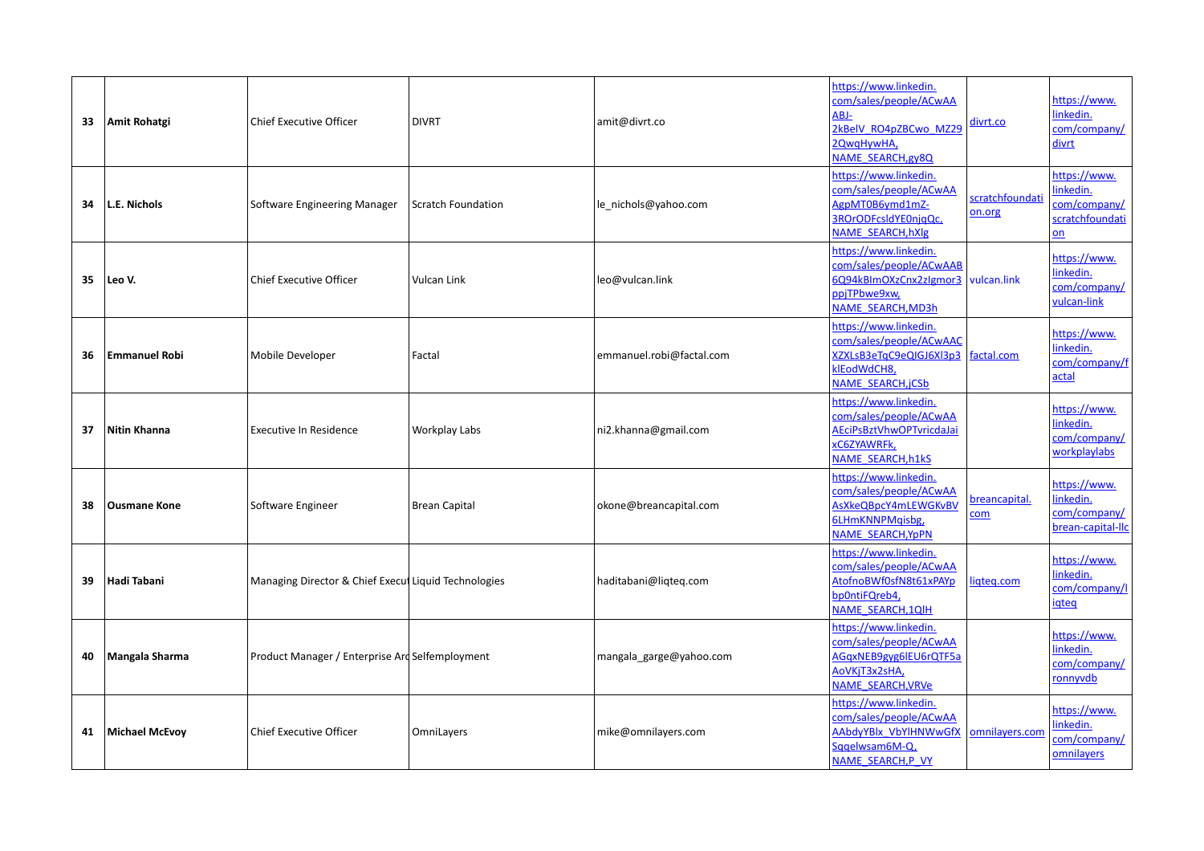| 33 | **Amit Rohatgi** | Chief Executive Officer | DIVRT | amit@divrt.co | https://www.linkedin.com/sales/people/ACwAAABJ-2kBelV_RO4pZBCwo_MZ292QwqHywHA,NAME_SEARCH,gy8Q | divrt.co | https://www.linkedin.com/company/divrt |
|---|---|---|---|---|---|---|---|
| 34 | **L.E. Nichols** | Software Engineering Manager | Scratch Foundation | le_nichols@yahoo.com | https://www.linkedin.com/sales/people/ACwAAAgpMT0B6ymd1mZ-3ROrODFcsldYE0njqQc,NAME_SEARCH,hXlg | scratchfoundation.org | https://www.linkedin.com/company/scratchfoundation |
| 35 | **Leo V.** | Chief Executive Officer | Vulcan Link | leo@vulcan.link | https://www.linkedin.com/sales/people/ACwAAB6Q94kBImOXzCnx2zIgmor3ppjTPbwe9xw,NAME_SEARCH,MD3h | vulcan.link | https://www.linkedin.com/company/vulcan-link |
| 36 | **Emmanuel Robi** | Mobile Developer | Factal | emmanuel.robi@factal.com | https://www.linkedin.com/sales/people/ACwAACXZXLsB3eTqC9eQIGJ6Xl3p3klEodWdCH8,NAME_SEARCH,jCSb | factal.com | https://www.linkedin.com/company/factal |
| 37 | **Nitin Khanna** | Executive In Residence | Workplay Labs | ni2.khanna@gmail.com | https://www.linkedin.com/sales/people/ACwAAAEciPsBztVhwOPTvricdaJaixC6ZYAWRFk,NAME_SEARCH,h1kS | | https://www.linkedin.com/company/workplaylabs |
| 38 | **Ousmane Kone** | Software Engineer | Brean Capital | okone@breancapital.com | https://www.linkedin.com/sales/people/ACwAAAsXkeQBpcY4mLEWGKvBV6LHmKNNPMqisbg,NAME_SEARCH,YpPN | breancapital.com | https://www.linkedin.com/company/brean-capital-llc |
| 39 | **Hadi Tabani** | Managing Director & Chief Execut | Liquid Technologies | haditabani@liqteq.com | https://www.linkedin.com/sales/people/ACwAAAtofnoBWf0sfN8t61xPAYpbp0ntiFQreb4,NAME_SEARCH,1QlH | liqteq.com | https://www.linkedin.com/company/liqteq |
| 40 | **Mangala Sharma** | Product Manager / Enterprise Arc | Selfemployment | mangala_garge@yahoo.com | https://www.linkedin.com/sales/people/ACwAAAGqxNEB9gyg6lEU6rQTF5aAoVKjT3x2sHA,NAME_SEARCH,VRVe | | https://www.linkedin.com/company/ronnyvdb |
| 41 | **Michael McEvoy** | Chief Executive Officer | OmniLayers | mike@omnilayers.com | https://www.linkedin.com/sales/people/ACwAAAAbdyYBlx_VbYlHNWwGfXSqgelwsam6M-Q,NAME_SEARCH,P_VY | omnilayers.com | https://www.linkedin.com/company/omnilayers |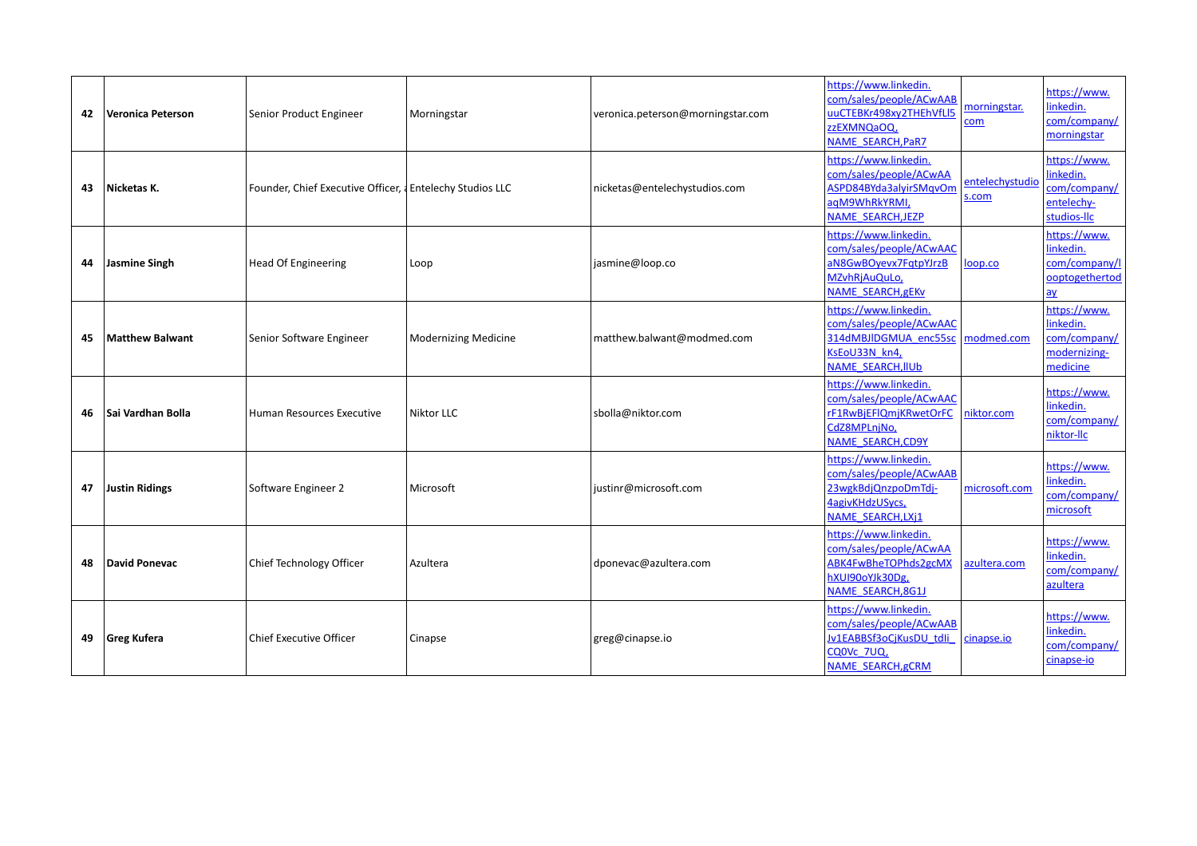| | | | | | | | |
|---|---|---|---|---|---|---|---|
| 42 | **Veronica Peterson** | Senior Product Engineer | Morningstar | veronica.peterson@morningstar.com | https://www.linkedin.com/sales/people/ACwAABuuCTEBKr498xy2THEhVfLl5zzEXMNQaOQ,NAME_SEARCH,PaR7 | morningstar.com | https://www.linkedin.com/company/morningstar |
| 43 | **Nicketas K.** | Founder, Chief Executive Officer, a | Entelechy Studios LLC | nicketas@entelechystudios.com | https://www.linkedin.com/sales/people/ACwAAASPD84BYda3alyirSMqvOmaqM9WhRkYRMI,NAME_SEARCH,JEZP | entelechystudios.com | https://www.linkedin.com/company/entelechy-studios-llc |
| 44 | **Jasmine Singh** | Head Of Engineering | Loop | jasmine@loop.co | https://www.linkedin.com/sales/people/ACwAACaN8GwBOyevx7FqtpYJrzBMZvhRjAuQuLo,NAME_SEARCH,gEKv | loop.co | https://www.linkedin.com/company/looptogethertoday |
| 45 | **Matthew Balwant** | Senior Software Engineer | Modernizing Medicine | matthew.balwant@modmed.com | https://www.linkedin.com/sales/people/ACwAAC314dMBJIDGMUA_enc55scKsEoU33N_kn4,NAME_SEARCH,lIUb | modmed.com | https://www.linkedin.com/company/modernizing-medicine |
| 46 | **Sai Vardhan Bolla** | Human Resources Executive | Niktor LLC | sbolla@niktor.com | https://www.linkedin.com/sales/people/ACwAACrF1RwBjEFlQmjKRwetOrFCCdZ8MPLnjNo,NAME_SEARCH,CD9Y | niktor.com | https://www.linkedin.com/company/niktor-llc |
| 47 | **Justin Ridings** | Software Engineer 2 | Microsoft | justinr@microsoft.com | https://www.linkedin.com/sales/people/ACwAAB23wgkBdjQnzpoDmTdj-4agivKHdzUSycs,NAME_SEARCH,LXj1 | microsoft.com | https://www.linkedin.com/company/microsoft |
| 48 | **David Ponevac** | Chief Technology Officer | Azultera | dponevac@azultera.com | https://www.linkedin.com/sales/people/ACwAAABK4FwBheTOPhds2gcMXhXUI90oYJk30Dg,NAME_SEARCH,8G1J | azultera.com | https://www.linkedin.com/company/azultera |
| 49 | **Greg Kufera** | Chief Executive Officer | Cinapse | greg@cinapse.io | https://www.linkedin.com/sales/people/ACwAABJv1EABBSf3oCjKusDU_tdli_CQ0Vc_7UQ,NAME_SEARCH,gCRM | cinapse.io | https://www.linkedin.com/company/cinapse-io |